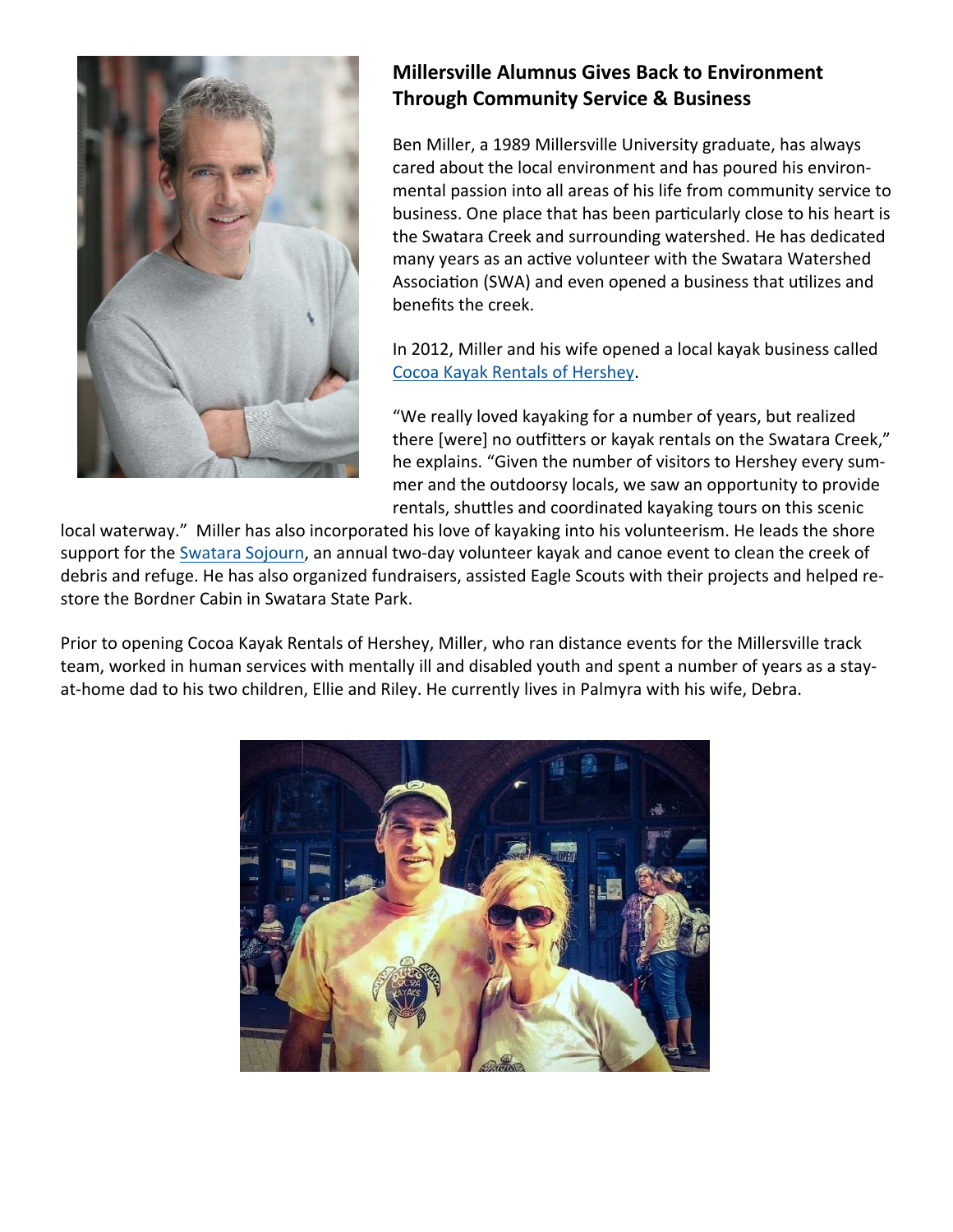## Millersville Alumnus Gives Back to Environment Through Community Service & Business

Ben Miller, a 1989 Millersville University graduate, has always cared about the local environment and has poured his environmental passion into all areas of his life from community service to business. One place that has been particularly close to his heart is the Swatara Creek and surrounding watershed. He has dedicated many years as an active volunteer with the Swatara Watershed Association (SWA) and even opened a business that utilizes and benefits the creek.

In 2012, Miller and his wife opened a local kayak business called Cocoa Kayak Rentals of Hershey.

"We really loved kayaking for a number of years, but realized there [were] no outfitters or kayak rentals on the Swatara Creek," he explains. "Given the number of visitors to Hershey every summer and the outdoorsy locals, we saw an opportunity to provide rentals, shuttles and coordinated kayaking tours on this scenic local waterway." Miller has also incorporated his love of kayaking into his volunteerism. He leads the shore support for the Swatara Sojourn, an annual two-day volunteer kayak and canoe event to clean the creek of debris and refuge. He has also organized fundraisers, assisted Eagle Scouts with their projects and helped restore the Bordner Cabin in Swatara State Park.

Prior to opening Cocoa Kayak Rentals of Hershey, Miller, who ran distance events for the Millersville track team, worked in human services with mentally ill and disabled youth and spent a number of years as a stay-at-home dad to his two children, Ellie and Riley. He currently lives in Palmyra with his wife, Debra.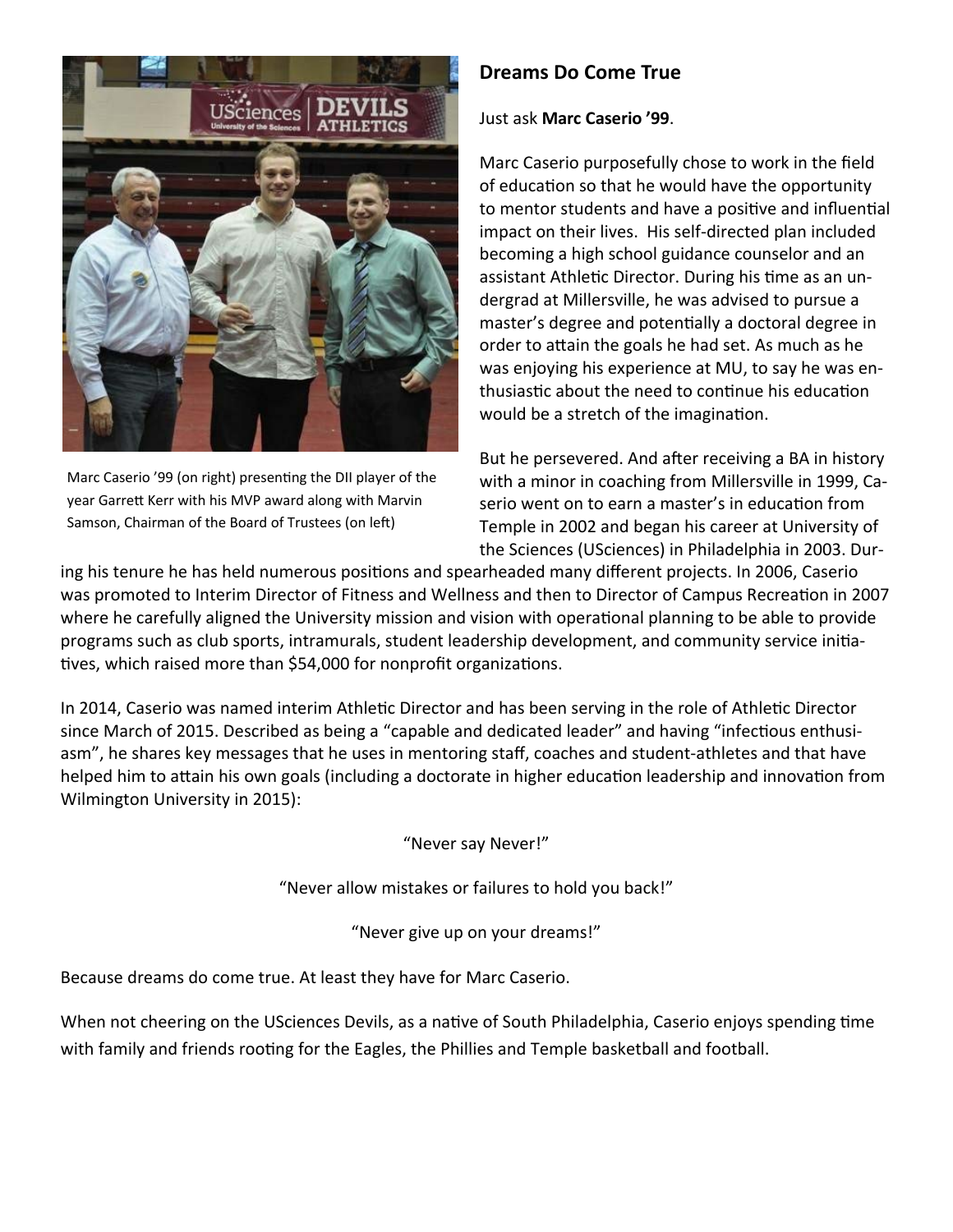Marc Caserio '99 (on right) presenting the DII player of the year Garrett Kerr with his MVP award along with Marvin Samson, Chairman of the Board of Trustees (on left)

## Dreams Do Come True

Just ask **Marc Caserio '99**.

Marc Caserio purposefully chose to work in the field of education so that he would have the opportunity to mentor students and have a positive and influential impact on their lives. His self-directed plan included becoming a high school guidance counselor and an assistant Athletic Director. During his time as an undergrad at Millersville, he was advised to pursue a master's degree and potentially a doctoral degree in order to attain the goals he had set. As much as he was enjoying his experience at MU, to say he was enthusiastic about the need to continue his education would be a stretch of the imagination.

But he persevered. And after receiving a BA in history with a minor in coaching from Millersville in 1999, Caserio went on to earn a master's in education from Temple in 2002 and began his career at University of the Sciences (USciences) in Philadelphia in 2003. During his tenure he has held numerous positions and spearheaded many different projects. In 2006, Caserio was promoted to Interim Director of Fitness and Wellness and then to Director of Campus Recreation in 2007 where he carefully aligned the University mission and vision with operational planning to be able to provide programs such as club sports, intramurals, student leadership development, and community service initiatives, which raised more than $54,000 for nonprofit organizations.

In 2014, Caserio was named interim Athletic Director and has been serving in the role of Athletic Director since March of 2015. Described as being a "capable and dedicated leader" and having "infectious enthusiasm", he shares key messages that he uses in mentoring staff, coaches and student-athletes and that have helped him to attain his own goals (including a doctorate in higher education leadership and innovation from Wilmington University in 2015):

"Never say Never!"

"Never allow mistakes or failures to hold you back!"

"Never give up on your dreams!"

Because dreams do come true. At least they have for Marc Caserio.

When not cheering on the USciences Devils, as a native of South Philadelphia, Caserio enjoys spending time with family and friends rooting for the Eagles, the Phillies and Temple basketball and football.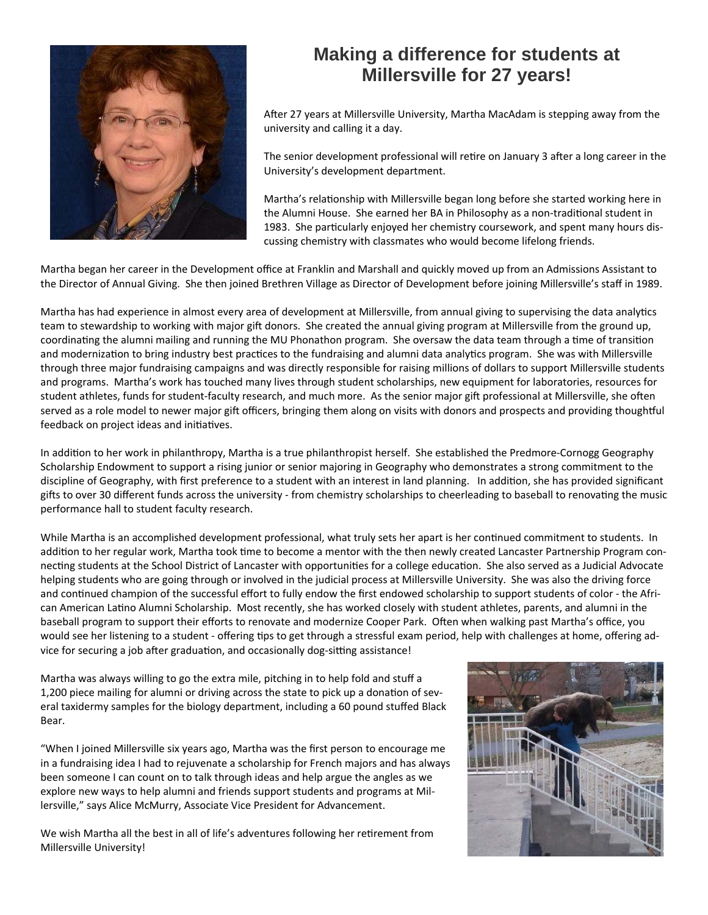# Making a difference for students at Millersville for 27 years!

After 27 years at Millersville University, Martha MacAdam is stepping away from the university and calling it a day.

The senior development professional will retire on January 3 after a long career in the University's development department.

Martha's relationship with Millersville began long before she started working here in the Alumni House. She earned her BA in Philosophy as a non-traditional student in 1983. She particularly enjoyed her chemistry coursework, and spent many hours discussing chemistry with classmates who would become lifelong friends.

Martha began her career in the Development office at Franklin and Marshall and quickly moved up from an Admissions Assistant to the Director of Annual Giving. She then joined Brethren Village as Director of Development before joining Millersville's staff in 1989.

Martha has had experience in almost every area of development at Millersville, from annual giving to supervising the data analytics team to stewardship to working with major gift donors. She created the annual giving program at Millersville from the ground up, coordinating the alumni mailing and running the MU Phonathon program. She oversaw the data team through a time of transition and modernization to bring industry best practices to the fundraising and alumni data analytics program. She was with Millersville through three major fundraising campaigns and was directly responsible for raising millions of dollars to support Millersville students and programs. Martha's work has touched many lives through student scholarships, new equipment for laboratories, resources for student athletes, funds for student-faculty research, and much more. As the senior major gift professional at Millersville, she often served as a role model to newer major gift officers, bringing them along on visits with donors and prospects and providing thoughtful feedback on project ideas and initiatives.

In addition to her work in philanthropy, Martha is a true philanthropist herself. She established the Predmore-Cornogg Geography Scholarship Endowment to support a rising junior or senior majoring in Geography who demonstrates a strong commitment to the discipline of Geography, with first preference to a student with an interest in land planning. In addition, she has provided significant gifts to over 30 different funds across the university - from chemistry scholarships to cheerleading to baseball to renovating the music performance hall to student faculty research.

While Martha is an accomplished development professional, what truly sets her apart is her continued commitment to students. In addition to her regular work, Martha took time to become a mentor with the then newly created Lancaster Partnership Program connecting students at the School District of Lancaster with opportunities for a college education. She also served as a Judicial Advocate helping students who are going through or involved in the judicial process at Millersville University. She was also the driving force and continued champion of the successful effort to fully endow the first endowed scholarship to support students of color - the African American Latino Alumni Scholarship. Most recently, she has worked closely with student athletes, parents, and alumni in the baseball program to support their efforts to renovate and modernize Cooper Park. Often when walking past Martha's office, you would see her listening to a student - offering tips to get through a stressful exam period, help with challenges at home, offering advice for securing a job after graduation, and occasionally dog-sitting assistance!

Martha was always willing to go the extra mile, pitching in to help fold and stuff a 1,200 piece mailing for alumni or driving across the state to pick up a donation of several taxidermy samples for the biology department, including a 60 pound stuffed Black Bear.

"When I joined Millersville six years ago, Martha was the first person to encourage me in a fundraising idea I had to rejuvenate a scholarship for French majors and has always been someone I can count on to talk through ideas and help argue the angles as we explore new ways to help alumni and friends support students and programs at Millersville," says Alice McMurry, Associate Vice President for Advancement.

We wish Martha all the best in all of life's adventures following her retirement from Millersville University!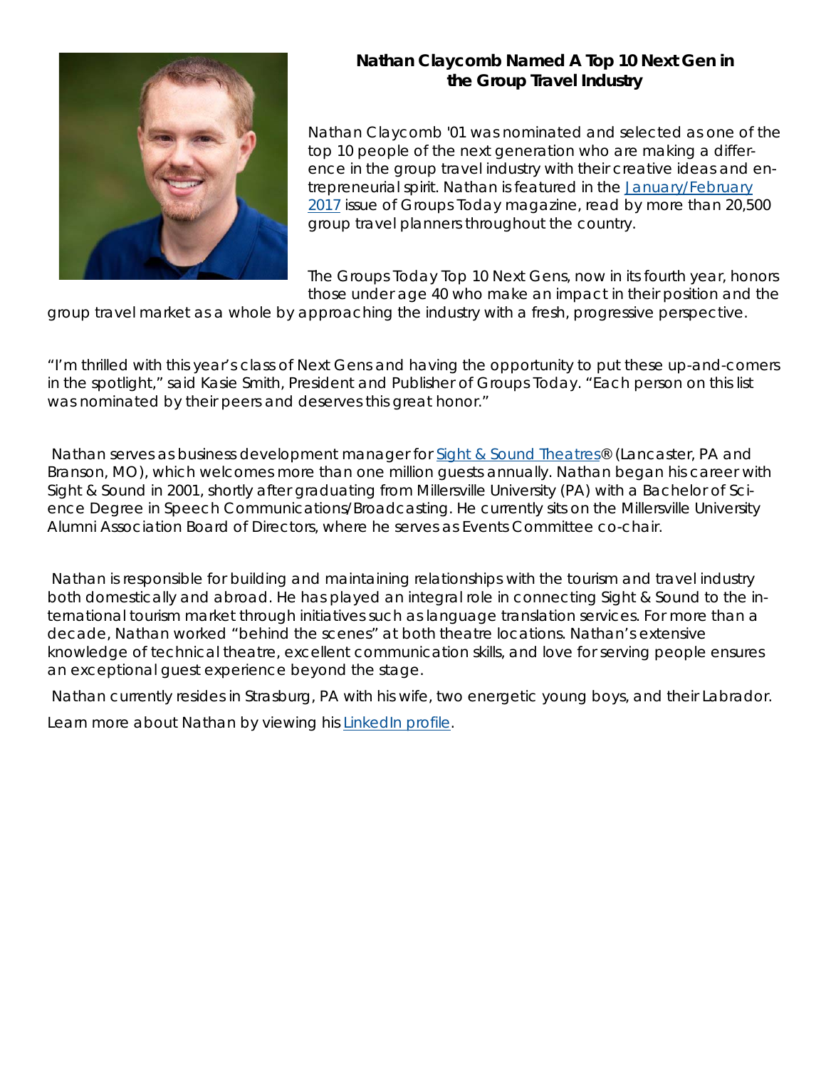## Nathan Claycomb Named A Top 10 Next Gen in the Group Travel Industry

Nathan Claycomb '01 was nominated and selected as one of the top 10 people of the next generation who are making a difference in the group travel industry with their creative ideas and entrepreneurial spirit. Nathan is featured in the January/February 2017 issue of Groups Today magazine, read by more than 20,500 group travel planners throughout the country.

The Groups Today Top 10 Next Gens, now in its fourth year, honors those under age 40 who make an impact in their position and the group travel market as a whole by approaching the industry with a fresh, progressive perspective.

"I'm thrilled with this year's class of Next Gens and having the opportunity to put these up-and-comers in the spotlight," said Kasie Smith, President and Publisher of Groups Today. "Each person on this list was nominated by their peers and deserves this great honor."

Nathan serves as business development manager for Sight & Sound Theatres® (Lancaster, PA and Branson, MO), which welcomes more than one million guests annually. Nathan began his career with Sight & Sound in 2001, shortly after graduating from Millersville University (PA) with a Bachelor of Science Degree in Speech Communications/Broadcasting. He currently sits on the Millersville University Alumni Association Board of Directors, where he serves as Events Committee co-chair.

Nathan is responsible for building and maintaining relationships with the tourism and travel industry both domestically and abroad. He has played an integral role in connecting Sight & Sound to the international tourism market through initiatives such as language translation services. For more than a decade, Nathan worked "behind the scenes" at both theatre locations. Nathan's extensive knowledge of technical theatre, excellent communication skills, and love for serving people ensures an exceptional guest experience beyond the stage.

Nathan currently resides in Strasburg, PA with his wife, two energetic young boys, and their Labrador.

Learn more about Nathan by viewing his LinkedIn profile.